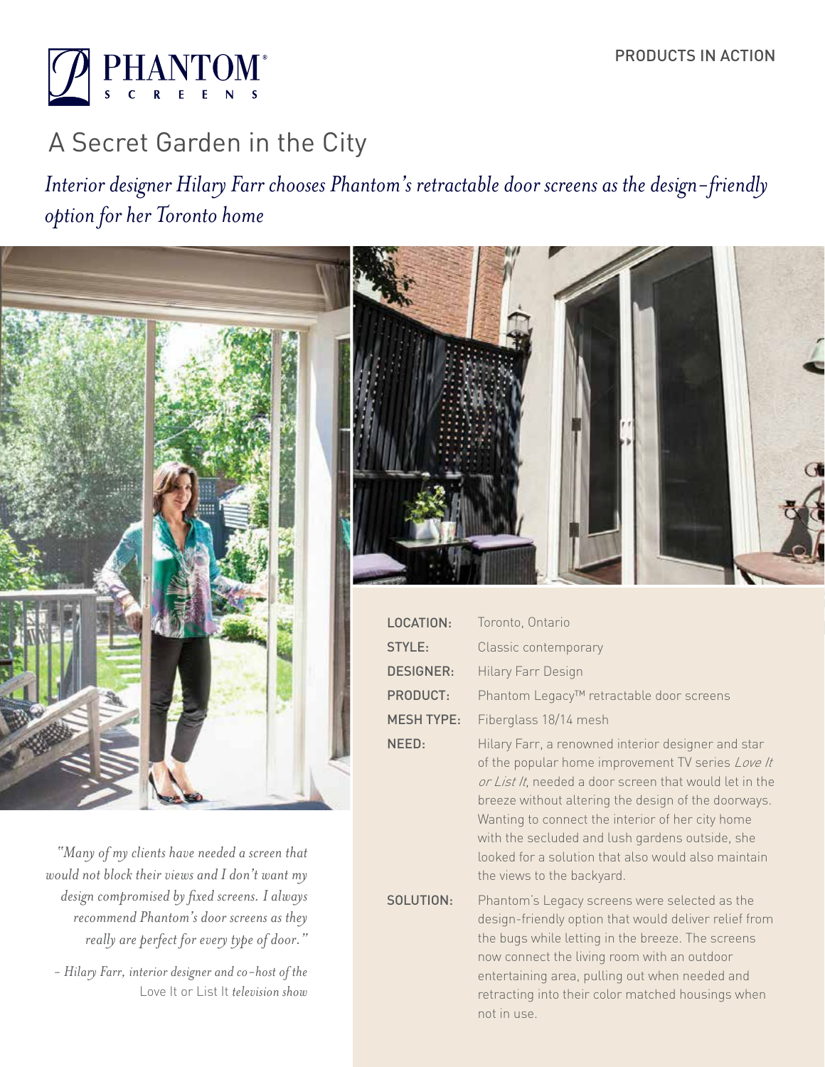PHANTOM® SCREENS

PRODUCTS IN ACTION

# A Secret Garden in the City

*Interior designer Hilary Farr chooses Phantom's retractable door screens as the design-friendly option for her Toronto home*

*"Many of my clients have needed a screen that would not block their views and I don't want my design compromised by fixed screens. I always recommend Phantom's door screens as they really are perfect for every type of door."*

*– Hilary Farr, interior designer and co-host of the* Love It or List It *television show*

**LOCATION:** Toronto, Ontario

**STYLE:** Classic contemporary

**DESIGNER:** Hilary Farr Design

**PRODUCT:** Phantom Legacy™ retractable door screens

**MESH TYPE:** Fiberglass 18/14 mesh

**NEED:** Hilary Farr, a renowned interior designer and star of the popular home improvement TV series *Love It or List It*, needed a door screen that would let in the breeze without altering the design of the doorways. Wanting to connect the interior of her city home with the secluded and lush gardens outside, she looked for a solution that also would also maintain the views to the backyard.

**SOLUTION:** Phantom's Legacy screens were selected as the design-friendly option that would deliver relief from the bugs while letting in the breeze. The screens now connect the living room with an outdoor entertaining area, pulling out when needed and retracting into their color matched housings when not in use.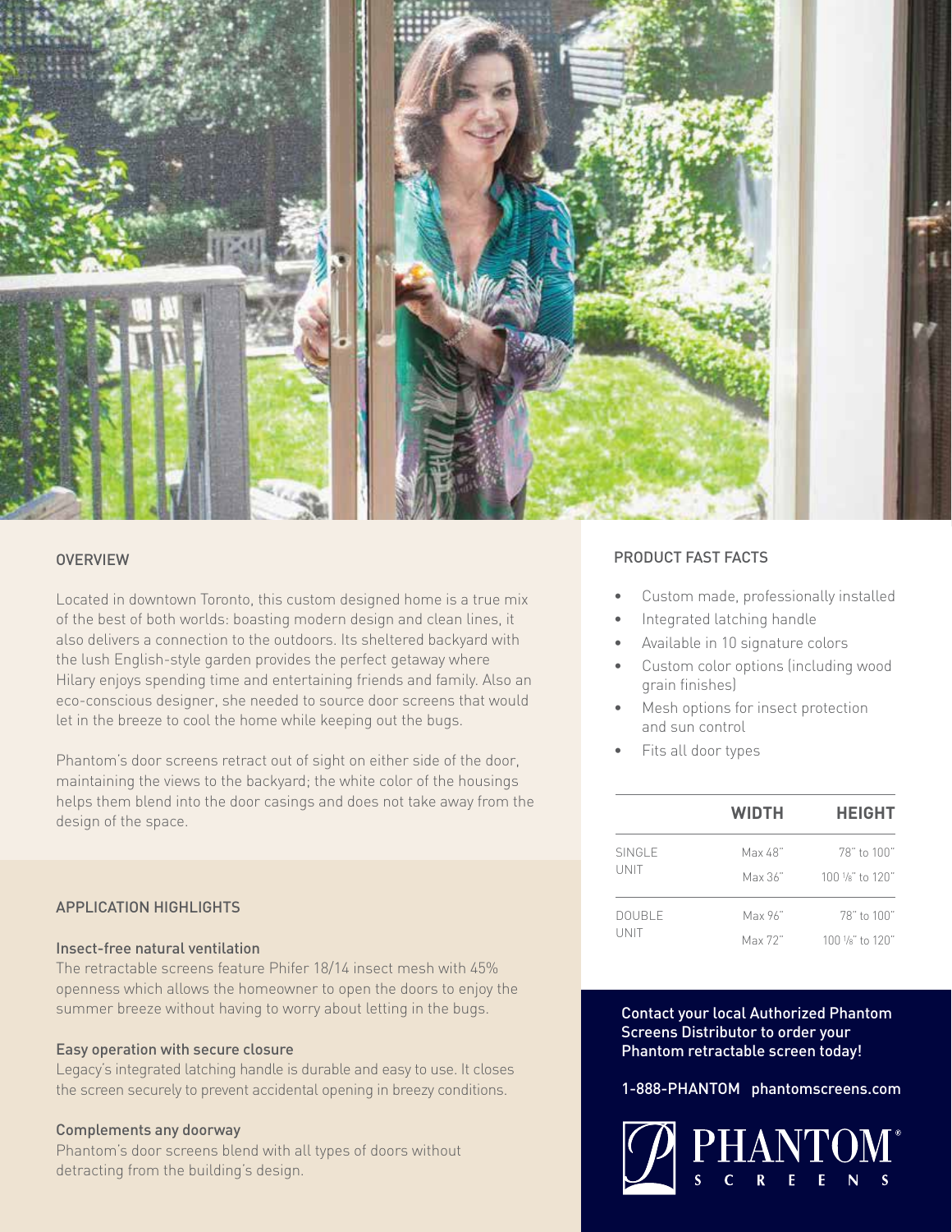## OVERVIEW

Located in downtown Toronto, this custom designed home is a true mix of the best of both worlds: boasting modern design and clean lines, it also delivers a connection to the outdoors. Its sheltered backyard with the lush English-style garden provides the perfect getaway where Hilary enjoys spending time and entertaining friends and family. Also an eco-conscious designer, she needed to source door screens that would let in the breeze to cool the home while keeping out the bugs.

Phantom's door screens retract out of sight on either side of the door, maintaining the views to the backyard; the white color of the housings helps them blend into the door casings and does not take away from the design of the space.

## APPLICATION HIGHLIGHTS

### Insect-free natural ventilation

The retractable screens feature Phifer 18/14 insect mesh with 45% openness which allows the homeowner to open the doors to enjoy the summer breeze without having to worry about letting in the bugs.

### Easy operation with secure closure

Legacy's integrated latching handle is durable and easy to use. It closes the screen securely to prevent accidental opening in breezy conditions.

### Complements any doorway

Phantom's door screens blend with all types of doors without detracting from the building's design.

## PRODUCT FAST FACTS

- Custom made, professionally installed
- Integrated latching handle
- Available in 10 signature colors
- Custom color options (including wood grain finishes)
- Mesh options for insect protection and sun control
- Fits all door types

| | WIDTH | HEIGHT |
|---|---|---|
| SINGLE UNIT | Max 48" | 78" to 100" |
| | Max 36" | 100 1/8" to 120" |
| DOUBLE UNIT | Max 96" | 78" to 100" |
| | Max 72" | 100 1/8" to 120" |

**Contact your local Authorized Phantom Screens Distributor to order your Phantom retractable screen today!**

1-888-PHANTOM phantomscreens.com

PHANTOM® SCREENS